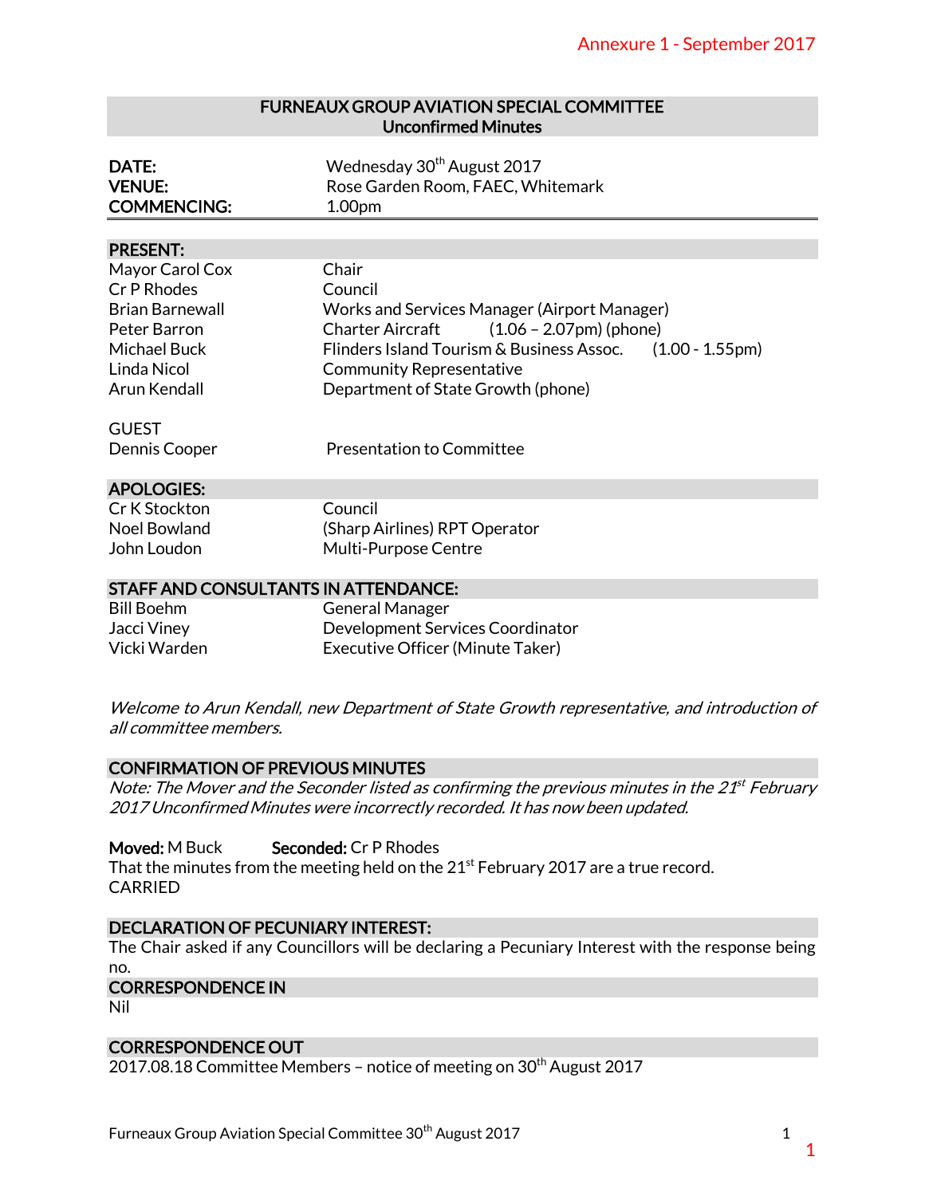Annexure 1 - September 2017

# FURNEAUX GROUP AVIATION SPECIAL COMMITTEE
## Unconfirmed Minutes

| | |
|---|---|
| **DATE:** | Wednesday 30th August 2017 |
| **VENUE:** | Rose Garden Room, FAEC, Whitemark |
| **COMMENCING:** | 1.00pm |

## PRESENT:

| | |
|---|---|
| Mayor Carol Cox | Chair |
| Cr P Rhodes | Council |
| Brian Barnewall | Works and Services Manager (Airport Manager) |
| Peter Barron | Charter Aircraft (1.06 – 2.07pm) (phone) |
| Michael Buck | Flinders Island Tourism & Business Assoc. (1.00 - 1.55pm) |
| Linda Nicol | Community Representative |
| Arun Kendall | Department of State Growth (phone) |

GUEST

| | |
|---|---|
| Dennis Cooper | Presentation to Committee |

## APOLOGIES:

| | |
|---|---|
| Cr K Stockton | Council |
| Noel Bowland | (Sharp Airlines) RPT Operator |
| John Loudon | Multi-Purpose Centre |

## STAFF AND CONSULTANTS IN ATTENDANCE:

| | |
|---|---|
| Bill Boehm | General Manager |
| Jacci Viney | Development Services Coordinator |
| Vicki Warden | Executive Officer (Minute Taker) |

*Welcome to Arun Kendall, new Department of State Growth representative, and introduction of all committee members.*

## CONFIRMATION OF PREVIOUS MINUTES

*Note: The Mover and the Seconder listed as confirming the previous minutes in the 21st February 2017 Unconfirmed Minutes were incorrectly recorded. It has now been updated.*

**Moved:** M Buck **Seconded:** Cr P Rhodes
That the minutes from the meeting held on the 21st February 2017 are a true record.
CARRIED

## DECLARATION OF PECUNIARY INTEREST:

The Chair asked if any Councillors will be declaring a Pecuniary Interest with the response being no.

## CORRESPONDENCE IN

Nil

## CORRESPONDENCE OUT

2017.08.18 Committee Members – notice of meeting on 30th August 2017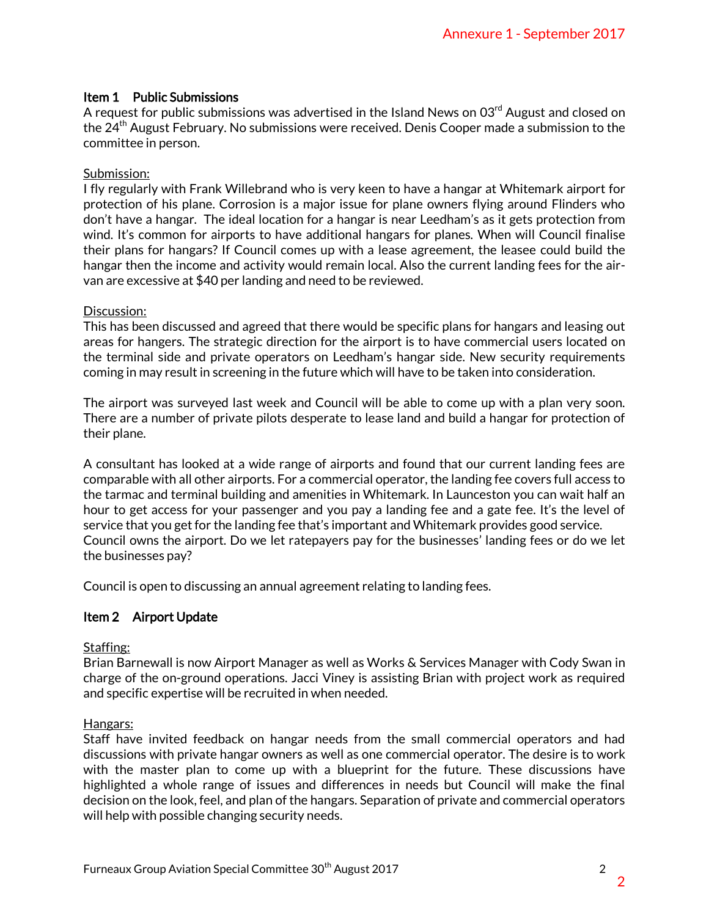## Item 1 Public Submissions

A request for public submissions was advertised in the Island News on 03rd August and closed on the 24th August February. No submissions were received. Denis Cooper made a submission to the committee in person.

Submission:

I fly regularly with Frank Willebrand who is very keen to have a hangar at Whitemark airport for protection of his plane. Corrosion is a major issue for plane owners flying around Flinders who don't have a hangar. The ideal location for a hangar is near Leedham's as it gets protection from wind. It's common for airports to have additional hangars for planes. When will Council finalise their plans for hangars? If Council comes up with a lease agreement, the leasee could build the hangar then the income and activity would remain local. Also the current landing fees for the air-van are excessive at $40 per landing and need to be reviewed.

Discussion:

This has been discussed and agreed that there would be specific plans for hangars and leasing out areas for hangers. The strategic direction for the airport is to have commercial users located on the terminal side and private operators on Leedham's hangar side. New security requirements coming in may result in screening in the future which will have to be taken into consideration.

The airport was surveyed last week and Council will be able to come up with a plan very soon. There are a number of private pilots desperate to lease land and build a hangar for protection of their plane.

A consultant has looked at a wide range of airports and found that our current landing fees are comparable with all other airports. For a commercial operator, the landing fee covers full access to the tarmac and terminal building and amenities in Whitemark. In Launceston you can wait half an hour to get access for your passenger and you pay a landing fee and a gate fee. It's the level of service that you get for the landing fee that's important and Whitemark provides good service. Council owns the airport. Do we let ratepayers pay for the businesses' landing fees or do we let the businesses pay?

Council is open to discussing an annual agreement relating to landing fees.

## Item 2 Airport Update

Staffing:

Brian Barnewall is now Airport Manager as well as Works & Services Manager with Cody Swan in charge of the on-ground operations. Jacci Viney is assisting Brian with project work as required and specific expertise will be recruited in when needed.

Hangars:

Staff have invited feedback on hangar needs from the small commercial operators and had discussions with private hangar owners as well as one commercial operator. The desire is to work with the master plan to come up with a blueprint for the future. These discussions have highlighted a whole range of issues and differences in needs but Council will make the final decision on the look, feel, and plan of the hangars. Separation of private and commercial operators will help with possible changing security needs.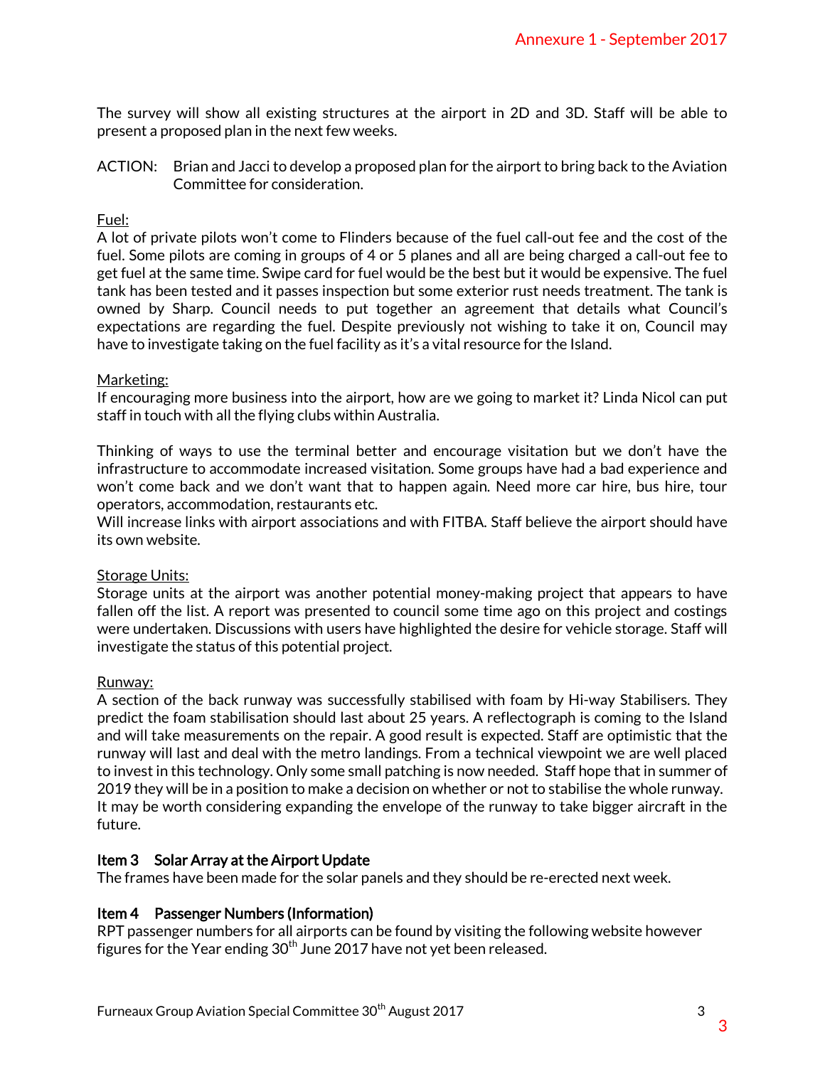The survey will show all existing structures at the airport in 2D and 3D. Staff will be able to present a proposed plan in the next few weeks.

ACTION: Brian and Jacci to develop a proposed plan for the airport to bring back to the Aviation Committee for consideration.

Fuel:

A lot of private pilots won't come to Flinders because of the fuel call-out fee and the cost of the fuel. Some pilots are coming in groups of 4 or 5 planes and all are being charged a call-out fee to get fuel at the same time. Swipe card for fuel would be the best but it would be expensive. The fuel tank has been tested and it passes inspection but some exterior rust needs treatment. The tank is owned by Sharp. Council needs to put together an agreement that details what Council's expectations are regarding the fuel. Despite previously not wishing to take it on, Council may have to investigate taking on the fuel facility as it's a vital resource for the Island.

Marketing:

If encouraging more business into the airport, how are we going to market it? Linda Nicol can put staff in touch with all the flying clubs within Australia.

Thinking of ways to use the terminal better and encourage visitation but we don't have the infrastructure to accommodate increased visitation. Some groups have had a bad experience and won't come back and we don't want that to happen again. Need more car hire, bus hire, tour operators, accommodation, restaurants etc.
Will increase links with airport associations and with FITBA. Staff believe the airport should have its own website.

Storage Units:

Storage units at the airport was another potential money-making project that appears to have fallen off the list. A report was presented to council some time ago on this project and costings were undertaken. Discussions with users have highlighted the desire for vehicle storage. Staff will investigate the status of this potential project.

Runway:

A section of the back runway was successfully stabilised with foam by Hi-way Stabilisers. They predict the foam stabilisation should last about 25 years. A reflectograph is coming to the Island and will take measurements on the repair. A good result is expected. Staff are optimistic that the runway will last and deal with the metro landings. From a technical viewpoint we are well placed to invest in this technology. Only some small patching is now needed. Staff hope that in summer of 2019 they will be in a position to make a decision on whether or not to stabilise the whole runway. It may be worth considering expanding the envelope of the runway to take bigger aircraft in the future.

### Item 3 Solar Array at the Airport Update

The frames have been made for the solar panels and they should be re-erected next week.

### Item 4 Passenger Numbers (Information)

RPT passenger numbers for all airports can be found by visiting the following website however figures for the Year ending 30th June 2017 have not yet been released.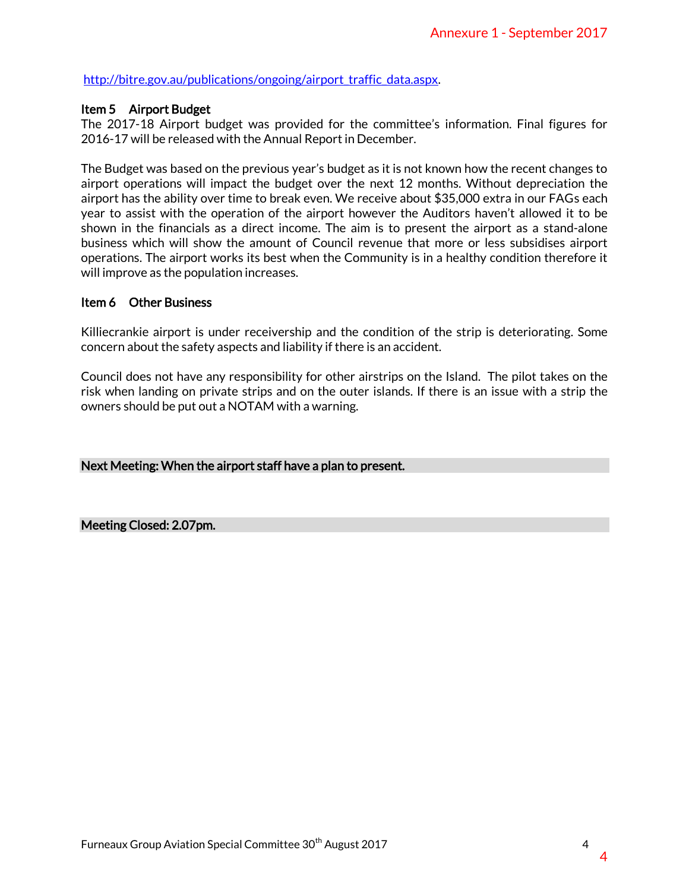http://bitre.gov.au/publications/ongoing/airport_traffic_data.aspx.

**Item 5 Airport Budget**

The 2017-18 Airport budget was provided for the committee's information. Final figures for 2016-17 will be released with the Annual Report in December.

The Budget was based on the previous year's budget as it is not known how the recent changes to airport operations will impact the budget over the next 12 months. Without depreciation the airport has the ability over time to break even. We receive about $35,000 extra in our FAGs each year to assist with the operation of the airport however the Auditors haven't allowed it to be shown in the financials as a direct income. The aim is to present the airport as a stand-alone business which will show the amount of Council revenue that more or less subsidises airport operations. The airport works its best when the Community is in a healthy condition therefore it will improve as the population increases.

**Item 6 Other Business**

Killiecrankie airport is under receivership and the condition of the strip is deteriorating. Some concern about the safety aspects and liability if there is an accident.

Council does not have any responsibility for other airstrips on the Island. The pilot takes on the risk when landing on private strips and on the outer islands. If there is an issue with a strip the owners should be put out a NOTAM with a warning.

**Next Meeting: When the airport staff have a plan to present.**

**Meeting Closed: 2.07pm.**